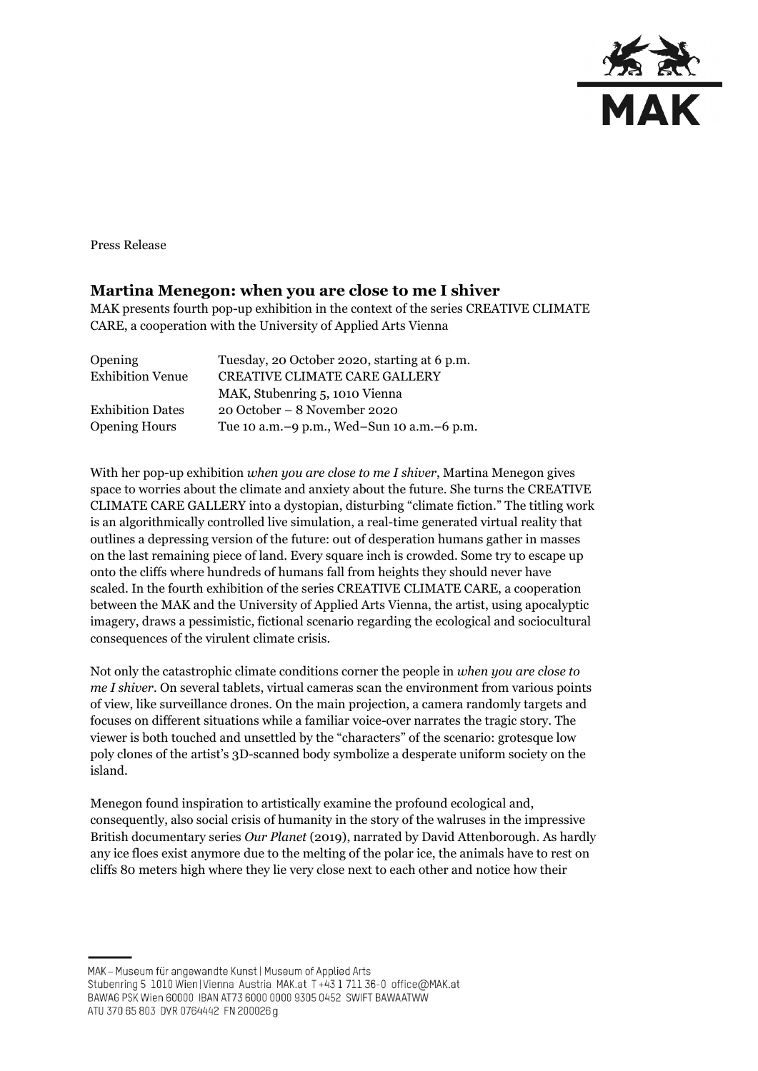Press Release

## Martina Menegon: when you are close to me I shiver

MAK presents fourth pop-up exhibition in the context of the series CREATIVE CLIMATE CARE, a cooperation with the University of Applied Arts Vienna

| | |
|---|---|
| Opening | Tuesday, 20 October 2020, starting at 6 p.m. |
| Exhibition Venue | CREATIVE CLIMATE CARE GALLERY<br>MAK, Stubenring 5, 1010 Vienna |
| Exhibition Dates | 20 October – 8 November 2020 |
| Opening Hours | Tue 10 a.m.–9 p.m., Wed–Sun 10 a.m.–6 p.m. |

With her pop-up exhibition *when you are close to me I shiver*, Martina Menegon gives space to worries about the climate and anxiety about the future. She turns the CREATIVE CLIMATE CARE GALLERY into a dystopian, disturbing "climate fiction." The titling work is an algorithmically controlled live simulation, a real-time generated virtual reality that outlines a depressing version of the future: out of desperation humans gather in masses on the last remaining piece of land. Every square inch is crowded. Some try to escape up onto the cliffs where hundreds of humans fall from heights they should never have scaled. In the fourth exhibition of the series CREATIVE CLIMATE CARE, a cooperation between the MAK and the University of Applied Arts Vienna, the artist, using apocalyptic imagery, draws a pessimistic, fictional scenario regarding the ecological and sociocultural consequences of the virulent climate crisis.

Not only the catastrophic climate conditions corner the people in *when you are close to me I shiver*. On several tablets, virtual cameras scan the environment from various points of view, like surveillance drones. On the main projection, a camera randomly targets and focuses on different situations while a familiar voice-over narrates the tragic story. The viewer is both touched and unsettled by the "characters" of the scenario: grotesque low poly clones of the artist's 3D-scanned body symbolize a desperate uniform society on the island.

Menegon found inspiration to artistically examine the profound ecological and, consequently, also social crisis of humanity in the story of the walruses in the impressive British documentary series *Our Planet* (2019), narrated by David Attenborough. As hardly any ice floes exist anymore due to the melting of the polar ice, the animals have to rest on cliffs 80 meters high where they lie very close next to each other and notice how their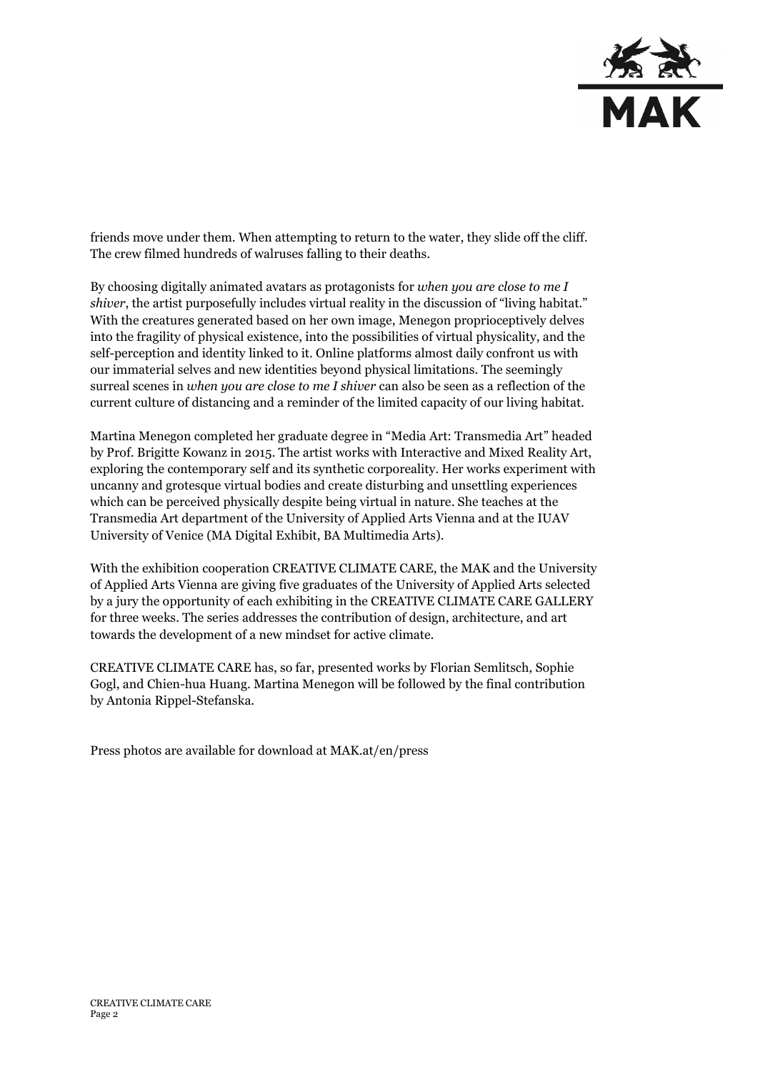friends move under them. When attempting to return to the water, they slide off the cliff. The crew filmed hundreds of walruses falling to their deaths.

By choosing digitally animated avatars as protagonists for *when you are close to me I shiver*, the artist purposefully includes virtual reality in the discussion of "living habitat." With the creatures generated based on her own image, Menegon proprioceptively delves into the fragility of physical existence, into the possibilities of virtual physicality, and the self-perception and identity linked to it. Online platforms almost daily confront us with our immaterial selves and new identities beyond physical limitations. The seemingly surreal scenes in *when you are close to me I shiver* can also be seen as a reflection of the current culture of distancing and a reminder of the limited capacity of our living habitat.

Martina Menegon completed her graduate degree in "Media Art: Transmedia Art" headed by Prof. Brigitte Kowanz in 2015. The artist works with Interactive and Mixed Reality Art, exploring the contemporary self and its synthetic corporeality. Her works experiment with uncanny and grotesque virtual bodies and create disturbing and unsettling experiences which can be perceived physically despite being virtual in nature. She teaches at the Transmedia Art department of the University of Applied Arts Vienna and at the IUAV University of Venice (MA Digital Exhibit, BA Multimedia Arts).

With the exhibition cooperation CREATIVE CLIMATE CARE, the MAK and the University of Applied Arts Vienna are giving five graduates of the University of Applied Arts selected by a jury the opportunity of each exhibiting in the CREATIVE CLIMATE CARE GALLERY for three weeks. The series addresses the contribution of design, architecture, and art towards the development of a new mindset for active climate.

CREATIVE CLIMATE CARE has, so far, presented works by Florian Semlitsch, Sophie Gogl, and Chien-hua Huang. Martina Menegon will be followed by the final contribution by Antonia Rippel-Stefanska.

Press photos are available for download at MAK.at/en/press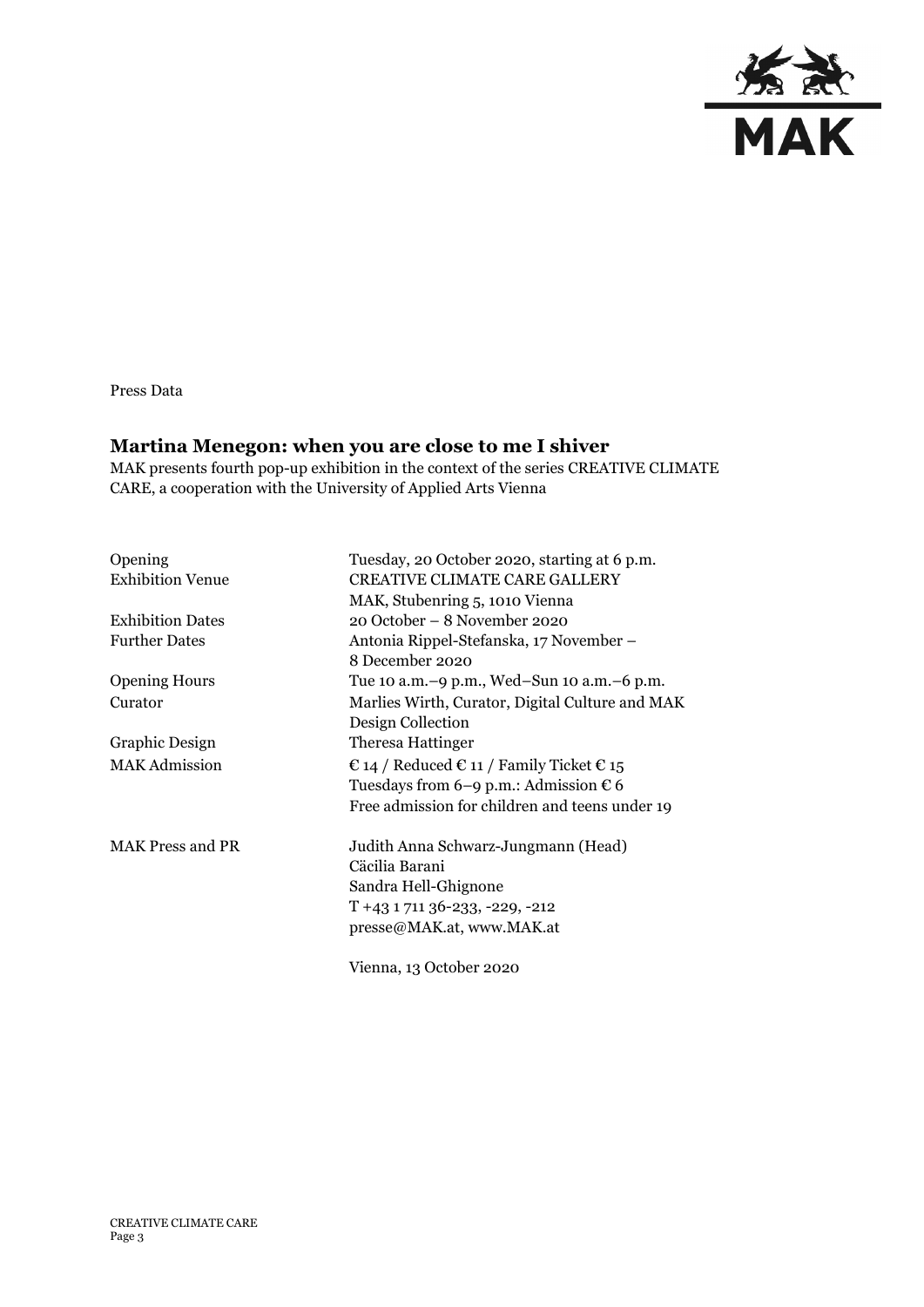Press Data

## Martina Menegon: when you are close to me I shiver

MAK presents fourth pop-up exhibition in the context of the series CREATIVE CLIMATE CARE, a cooperation with the University of Applied Arts Vienna

| | |
|---|---|
| Opening | Tuesday, 20 October 2020, starting at 6 p.m. |
| Exhibition Venue | CREATIVE CLIMATE CARE GALLERY<br>MAK, Stubenring 5, 1010 Vienna |
| Exhibition Dates | 20 October – 8 November 2020 |
| Further Dates | Antonia Rippel-Stefanska, 17 November – 8 December 2020 |
| Opening Hours | Tue 10 a.m.–9 p.m., Wed–Sun 10 a.m.–6 p.m. |
| Curator | Marlies Wirth, Curator, Digital Culture and MAK Design Collection |
| Graphic Design | Theresa Hattinger |
| MAK Admission | € 14 / Reduced € 11 / Family Ticket € 15<br>Tuesdays from 6–9 p.m.: Admission € 6<br>Free admission for children and teens under 19 |
| MAK Press and PR | Judith Anna Schwarz-Jungmann (Head)<br>Cäcilia Barani<br>Sandra Hell-Ghignone<br>T +43 1 711 36-233, -229, -212<br>presse@MAK.at, www.MAK.at |

Vienna, 13 October 2020